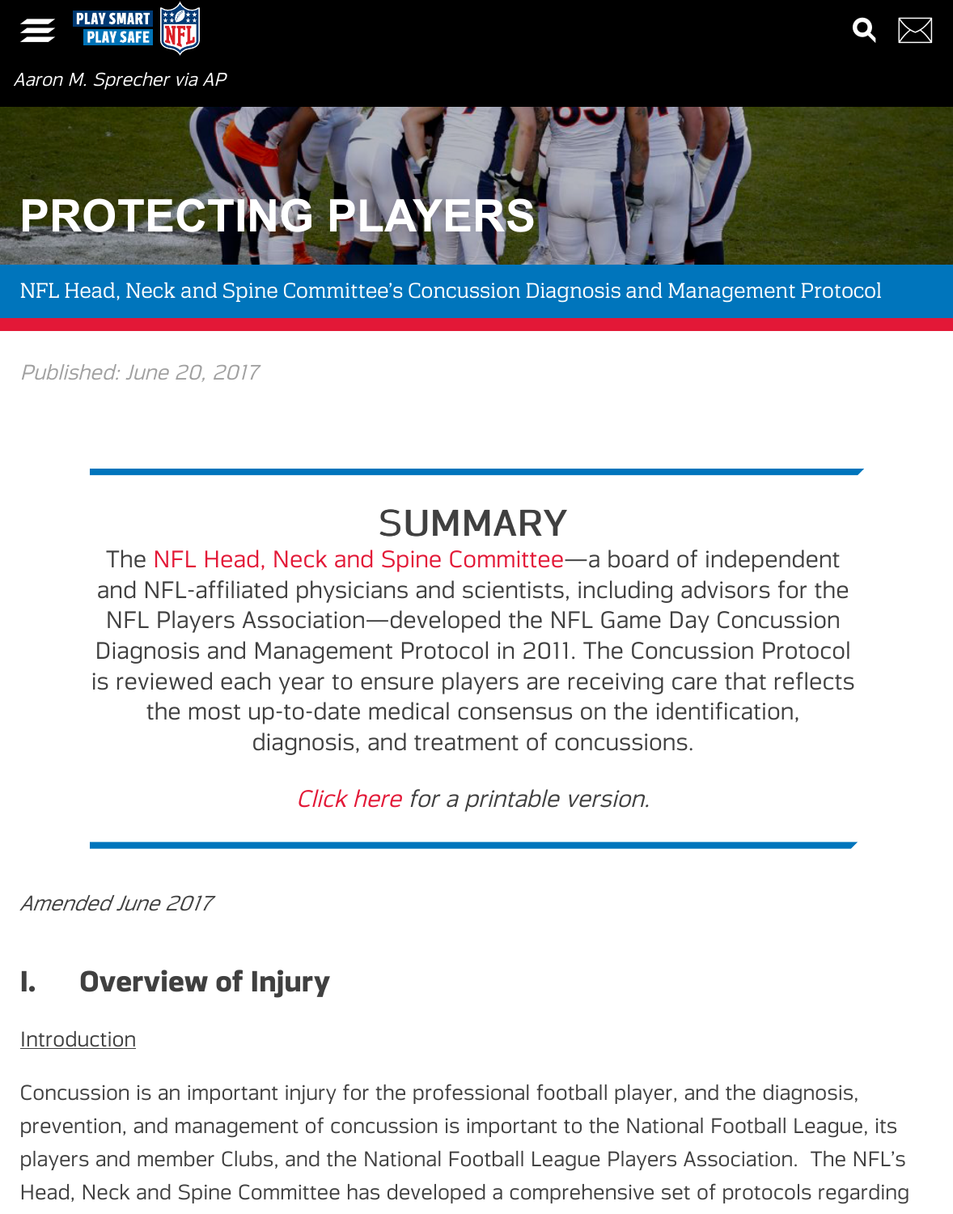Aaron M. Sprecher via AP

# PROTECTING PLAYERS

NFL Head, Neck and Spine Committee's Concussion Diagnosis and Management Protocol

*Published: June 20, 2017*

## SUMMARY

The NFL Head, Neck and Spine Committee—a board of independent and NFL-affiliated physicians and scientists, including advisors for the NFL Players Association—developed the NFL Game Day Concussion Diagnosis and Management Protocol in 2011. The Concussion Protocol is reviewed each year to ensure players are receiving care that reflects the most up-to-date medical consensus on the identification, diagnosis, and treatment of concussions.

*Click here for a printable version.*

*Amended June 2017*

## I. Overview of Injury

Introduction

Concussion is an important injury for the professional football player, and the diagnosis, prevention, and management of concussion is important to the National Football League, its players and member Clubs, and the National Football League Players Association. The NFL's Head, Neck and Spine Committee has developed a comprehensive set of protocols regarding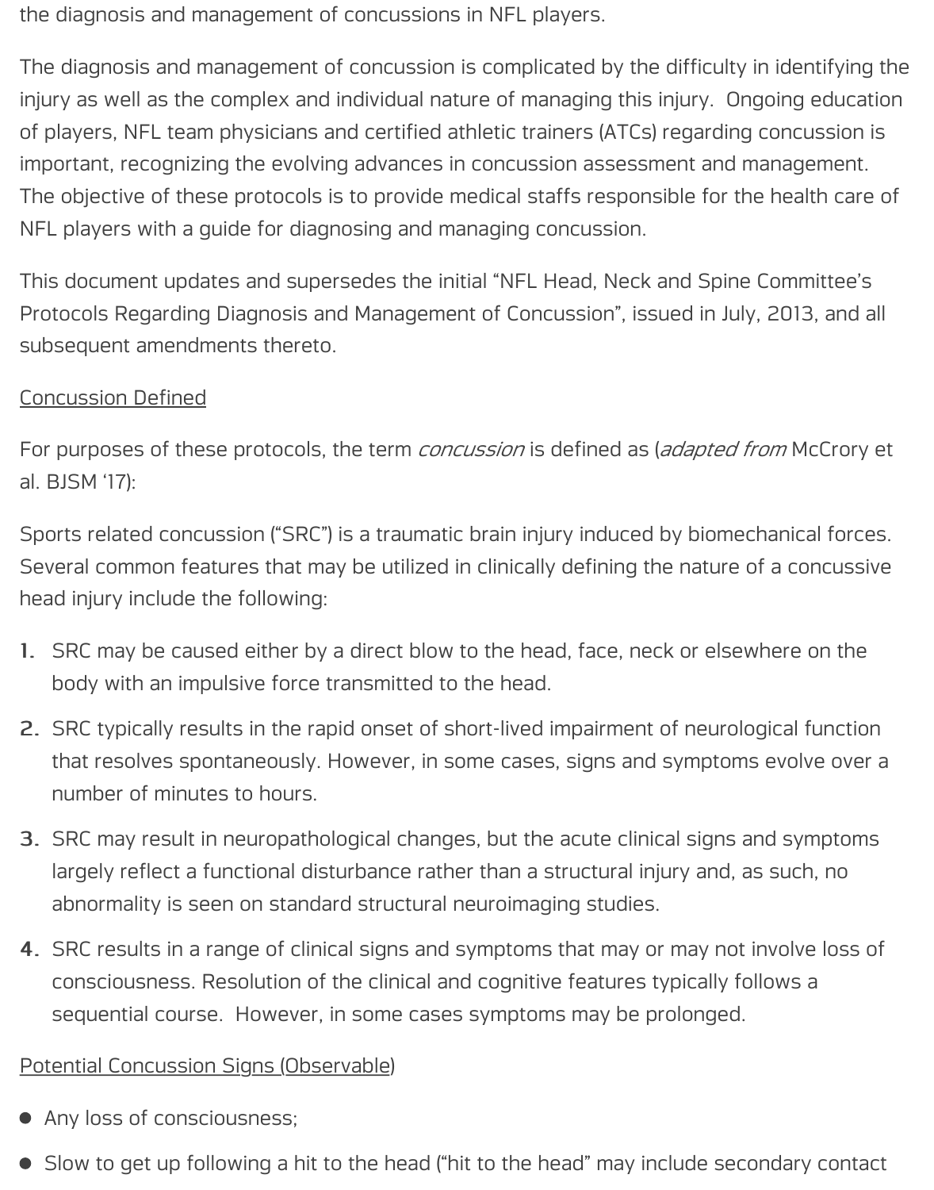the diagnosis and management of concussions in NFL players.

The diagnosis and management of concussion is complicated by the difficulty in identifying the injury as well as the complex and individual nature of managing this injury. Ongoing education of players, NFL team physicians and certified athletic trainers (ATCs) regarding concussion is important, recognizing the evolving advances in concussion assessment and management. The objective of these protocols is to provide medical staffs responsible for the health care of NFL players with a guide for diagnosing and managing concussion.

This document updates and supersedes the initial "NFL Head, Neck and Spine Committee's Protocols Regarding Diagnosis and Management of Concussion", issued in July, 2013, and all subsequent amendments thereto.

<u>Concussion Defined</u>

For purposes of these protocols, the term *concussion* is defined as (*adapted from* McCrory et al. BJSM '17):

Sports related concussion ("SRC") is a traumatic brain injury induced by biomechanical forces. Several common features that may be utilized in clinically defining the nature of a concussive head injury include the following:

1. SRC may be caused either by a direct blow to the head, face, neck or elsewhere on the body with an impulsive force transmitted to the head.
2. SRC typically results in the rapid onset of short-lived impairment of neurological function that resolves spontaneously. However, in some cases, signs and symptoms evolve over a number of minutes to hours.
3. SRC may result in neuropathological changes, but the acute clinical signs and symptoms largely reflect a functional disturbance rather than a structural injury and, as such, no abnormality is seen on standard structural neuroimaging studies.
4. SRC results in a range of clinical signs and symptoms that may or may not involve loss of consciousness. Resolution of the clinical and cognitive features typically follows a sequential course. However, in some cases symptoms may be prolonged.

<u>Potential Concussion Signs (Observable)</u>

- Any loss of consciousness;
- Slow to get up following a hit to the head ("hit to the head" may include secondary contact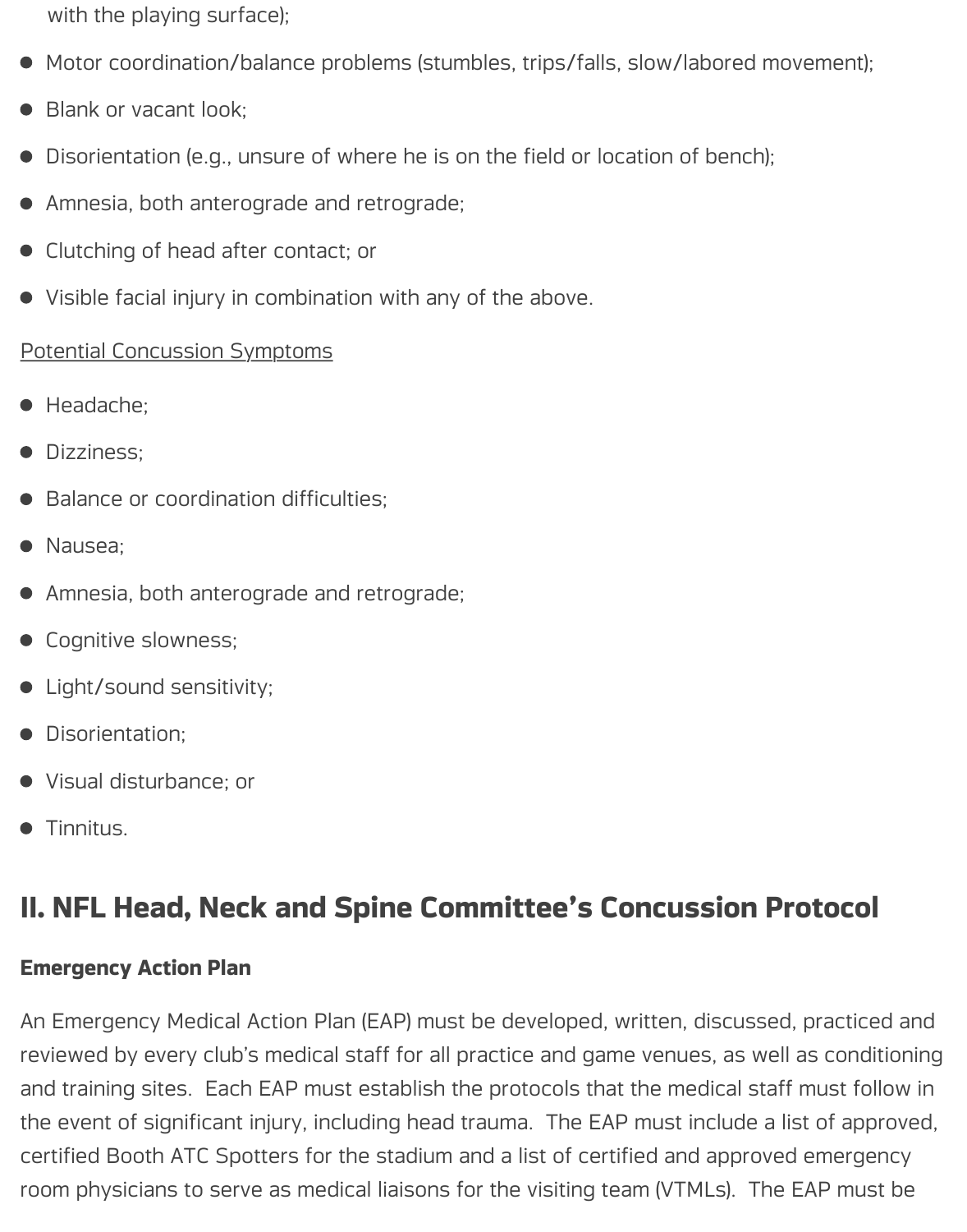with the playing surface);

- Motor coordination/balance problems (stumbles, trips/falls, slow/labored movement);
- Blank or vacant look;
- Disorientation (e.g., unsure of where he is on the field or location of bench);
- Amnesia, both anterograde and retrograde;
- Clutching of head after contact; or
- Visible facial injury in combination with any of the above.

<u>Potential Concussion Symptoms</u>

- Headache;
- Dizziness;
- Balance or coordination difficulties;
- Nausea;
- Amnesia, both anterograde and retrograde;
- Cognitive slowness;
- Light/sound sensitivity;
- Disorientation;
- Visual disturbance; or
- Tinnitus.

## II. NFL Head, Neck and Spine Committee's Concussion Protocol

**Emergency Action Plan**

An Emergency Medical Action Plan (EAP) must be developed, written, discussed, practiced and reviewed by every club's medical staff for all practice and game venues, as well as conditioning and training sites. Each EAP must establish the protocols that the medical staff must follow in the event of significant injury, including head trauma. The EAP must include a list of approved, certified Booth ATC Spotters for the stadium and a list of certified and approved emergency room physicians to serve as medical liaisons for the visiting team (VTMLs). The EAP must be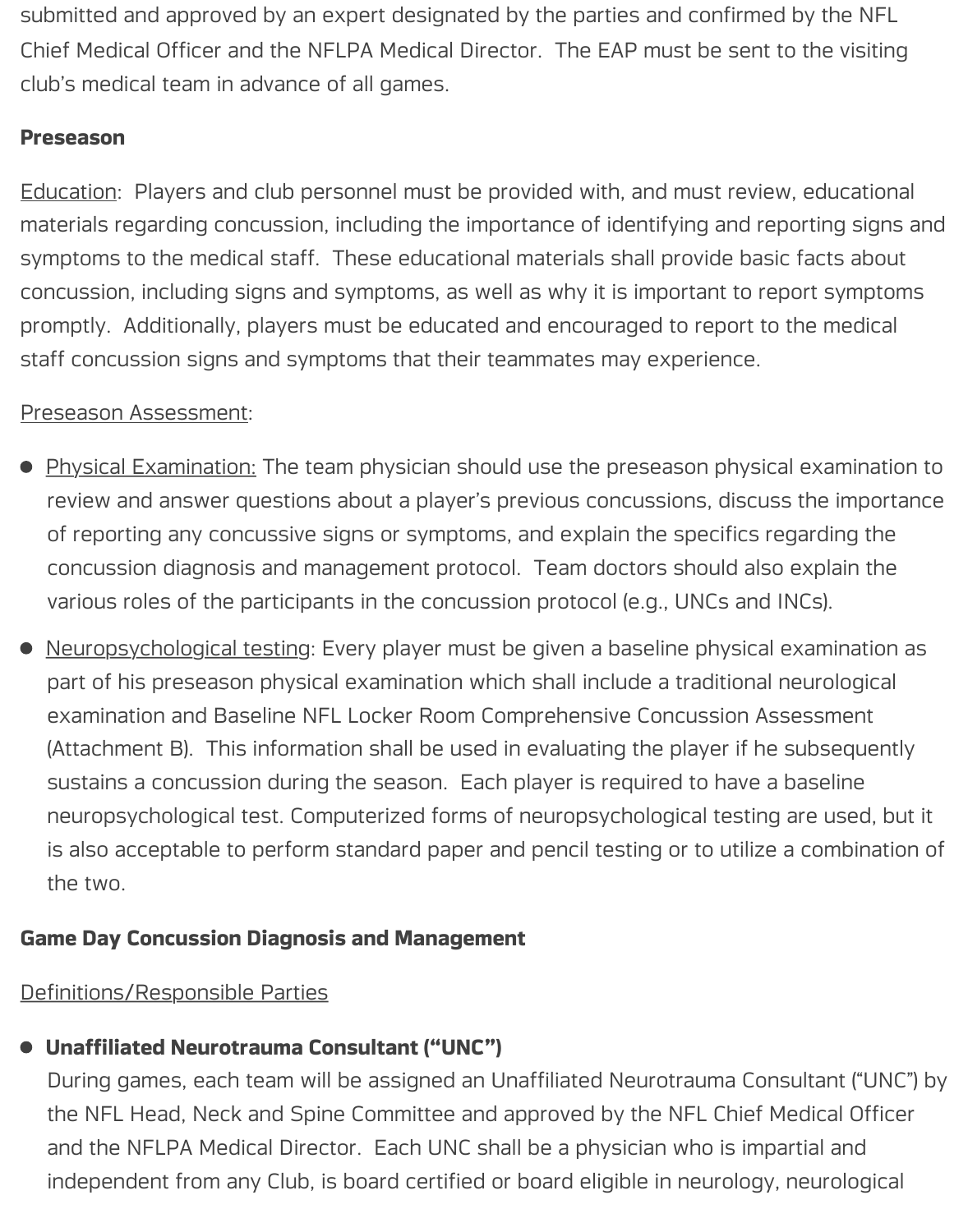submitted and approved by an expert designated by the parties and confirmed by the NFL Chief Medical Officer and the NFLPA Medical Director. The EAP must be sent to the visiting club's medical team in advance of all games.

**Preseason**

Education: Players and club personnel must be provided with, and must review, educational materials regarding concussion, including the importance of identifying and reporting signs and symptoms to the medical staff. These educational materials shall provide basic facts about concussion, including signs and symptoms, as well as why it is important to report symptoms promptly. Additionally, players must be educated and encouraged to report to the medical staff concussion signs and symptoms that their teammates may experience.

Preseason Assessment:

- Physical Examination: The team physician should use the preseason physical examination to review and answer questions about a player's previous concussions, discuss the importance of reporting any concussive signs or symptoms, and explain the specifics regarding the concussion diagnosis and management protocol. Team doctors should also explain the various roles of the participants in the concussion protocol (e.g., UNCs and INCs).
- Neuropsychological testing: Every player must be given a baseline physical examination as part of his preseason physical examination which shall include a traditional neurological examination and Baseline NFL Locker Room Comprehensive Concussion Assessment (Attachment B). This information shall be used in evaluating the player if he subsequently sustains a concussion during the season. Each player is required to have a baseline neuropsychological test. Computerized forms of neuropsychological testing are used, but it is also acceptable to perform standard paper and pencil testing or to utilize a combination of the two.

**Game Day Concussion Diagnosis and Management**

Definitions/Responsible Parties

- **Unaffiliated Neurotrauma Consultant ("UNC")**
  During games, each team will be assigned an Unaffiliated Neurotrauma Consultant ("UNC") by the NFL Head, Neck and Spine Committee and approved by the NFL Chief Medical Officer and the NFLPA Medical Director. Each UNC shall be a physician who is impartial and independent from any Club, is board certified or board eligible in neurology, neurological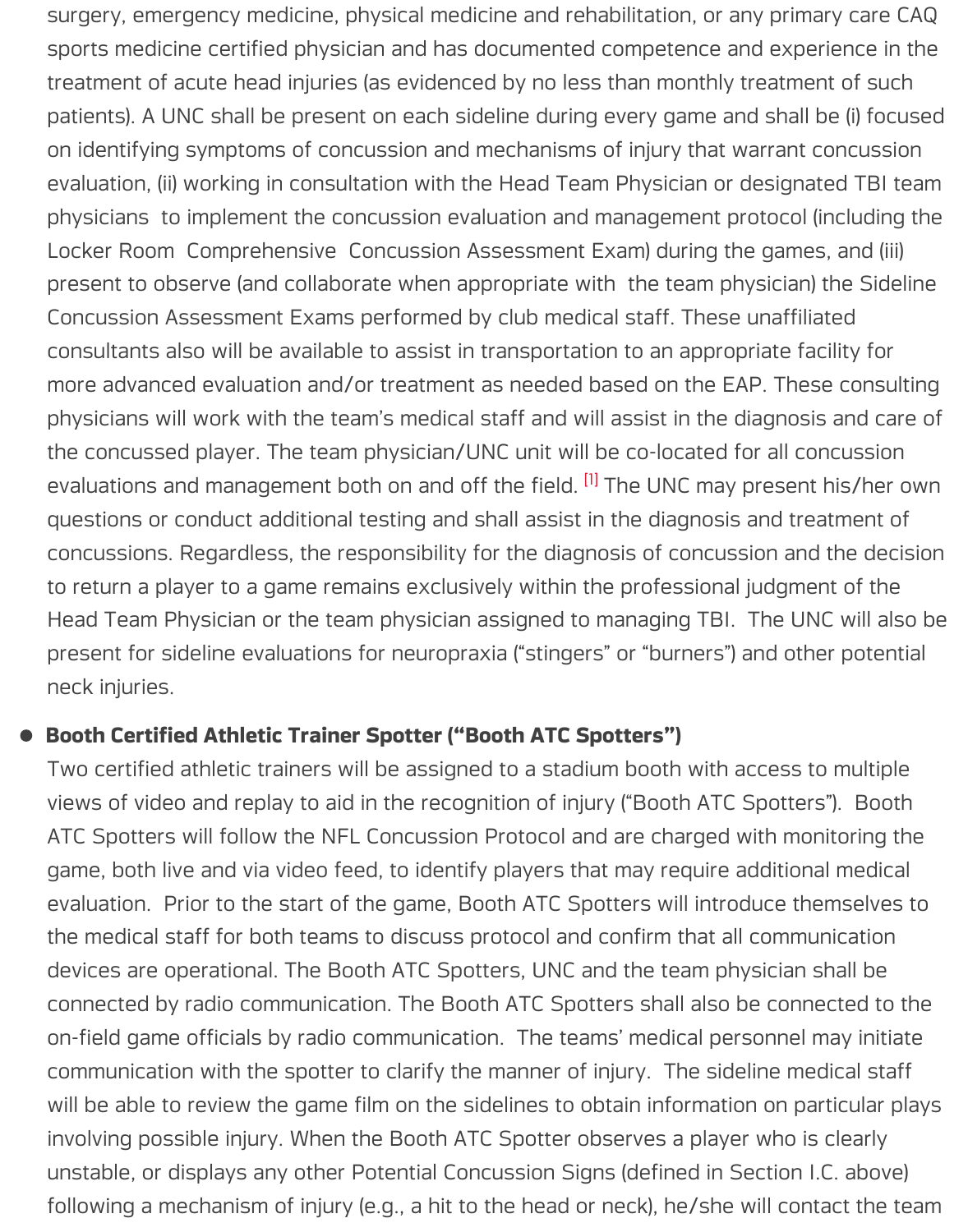surgery, emergency medicine, physical medicine and rehabilitation, or any primary care CAQ sports medicine certified physician and has documented competence and experience in the treatment of acute head injuries (as evidenced by no less than monthly treatment of such patients). A UNC shall be present on each sideline during every game and shall be (i) focused on identifying symptoms of concussion and mechanisms of injury that warrant concussion evaluation, (ii) working in consultation with the Head Team Physician or designated TBI team physicians to implement the concussion evaluation and management protocol (including the Locker Room Comprehensive Concussion Assessment Exam) during the games, and (iii) present to observe (and collaborate when appropriate with the team physician) the Sideline Concussion Assessment Exams performed by club medical staff. These unaffiliated consultants also will be available to assist in transportation to an appropriate facility for more advanced evaluation and/or treatment as needed based on the EAP. These consulting physicians will work with the team's medical staff and will assist in the diagnosis and care of the concussed player. The team physician/UNC unit will be co-located for all concussion evaluations and management both on and off the field. [1] The UNC may present his/her own questions or conduct additional testing and shall assist in the diagnosis and treatment of concussions. Regardless, the responsibility for the diagnosis of concussion and the decision to return a player to a game remains exclusively within the professional judgment of the Head Team Physician or the team physician assigned to managing TBI. The UNC will also be present for sideline evaluations for neuropraxia ("stingers" or "burners") and other potential neck injuries.

- **Booth Certified Athletic Trainer Spotter ("Booth ATC Spotters")**
  Two certified athletic trainers will be assigned to a stadium booth with access to multiple views of video and replay to aid in the recognition of injury ("Booth ATC Spotters"). Booth ATC Spotters will follow the NFL Concussion Protocol and are charged with monitoring the game, both live and via video feed, to identify players that may require additional medical evaluation. Prior to the start of the game, Booth ATC Spotters will introduce themselves to the medical staff for both teams to discuss protocol and confirm that all communication devices are operational. The Booth ATC Spotters, UNC and the team physician shall be connected by radio communication. The Booth ATC Spotters shall also be connected to the on-field game officials by radio communication. The teams' medical personnel may initiate communication with the spotter to clarify the manner of injury. The sideline medical staff will be able to review the game film on the sidelines to obtain information on particular plays involving possible injury. When the Booth ATC Spotter observes a player who is clearly unstable, or displays any other Potential Concussion Signs (defined in Section I.C. above) following a mechanism of injury (e.g., a hit to the head or neck), he/she will contact the team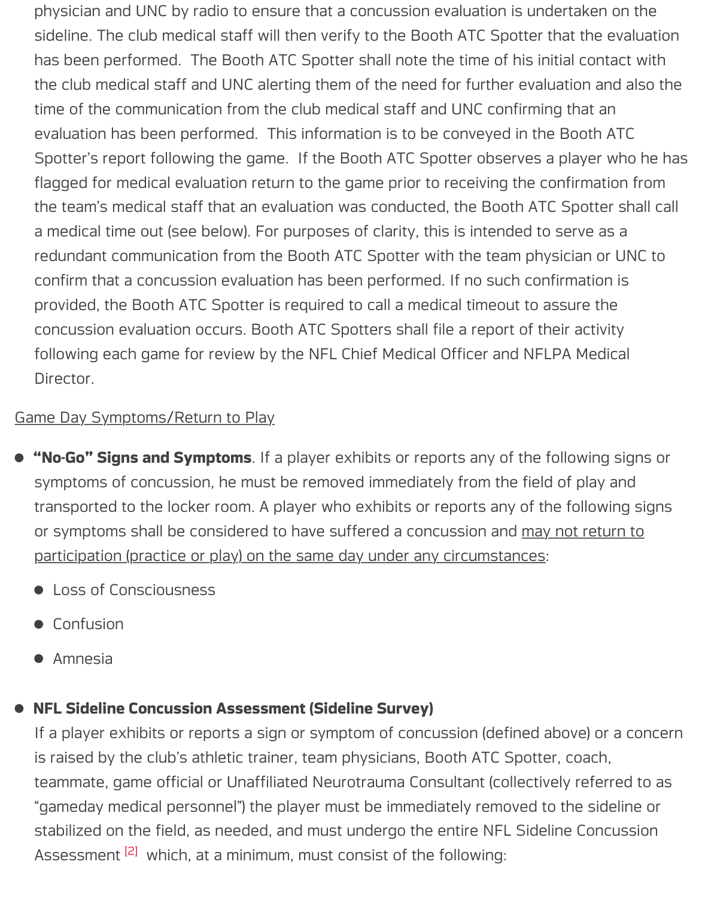physician and UNC by radio to ensure that a concussion evaluation is undertaken on the sideline. The club medical staff will then verify to the Booth ATC Spotter that the evaluation has been performed. The Booth ATC Spotter shall note the time of his initial contact with the club medical staff and UNC alerting them of the need for further evaluation and also the time of the communication from the club medical staff and UNC confirming that an evaluation has been performed. This information is to be conveyed in the Booth ATC Spotter's report following the game. If the Booth ATC Spotter observes a player who he has flagged for medical evaluation return to the game prior to receiving the confirmation from the team's medical staff that an evaluation was conducted, the Booth ATC Spotter shall call a medical time out (see below). For purposes of clarity, this is intended to serve as a redundant communication from the Booth ATC Spotter with the team physician or UNC to confirm that a concussion evaluation has been performed. If no such confirmation is provided, the Booth ATC Spotter is required to call a medical timeout to assure the concussion evaluation occurs. Booth ATC Spotters shall file a report of their activity following each game for review by the NFL Chief Medical Officer and NFLPA Medical Director.

<u>Game Day Symptoms/Return to Play</u>

- **"No-Go" Signs and Symptoms**. If a player exhibits or reports any of the following signs or symptoms of concussion, he must be removed immediately from the field of play and transported to the locker room. A player who exhibits or reports any of the following signs or symptoms shall be considered to have suffered a concussion and <u>may not return to participation (practice or play) on the same day under any circumstances</u>:
  - Loss of Consciousness
  - Confusion
  - Amnesia

- **NFL Sideline Concussion Assessment (Sideline Survey)**
  If a player exhibits or reports a sign or symptom of concussion (defined above) or a concern is raised by the club's athletic trainer, team physicians, Booth ATC Spotter, coach, teammate, game official or Unaffiliated Neurotrauma Consultant (collectively referred to as "gameday medical personnel") the player must be immediately removed to the sideline or stabilized on the field, as needed, and must undergo the entire NFL Sideline Concussion Assessment [2] which, at a minimum, must consist of the following: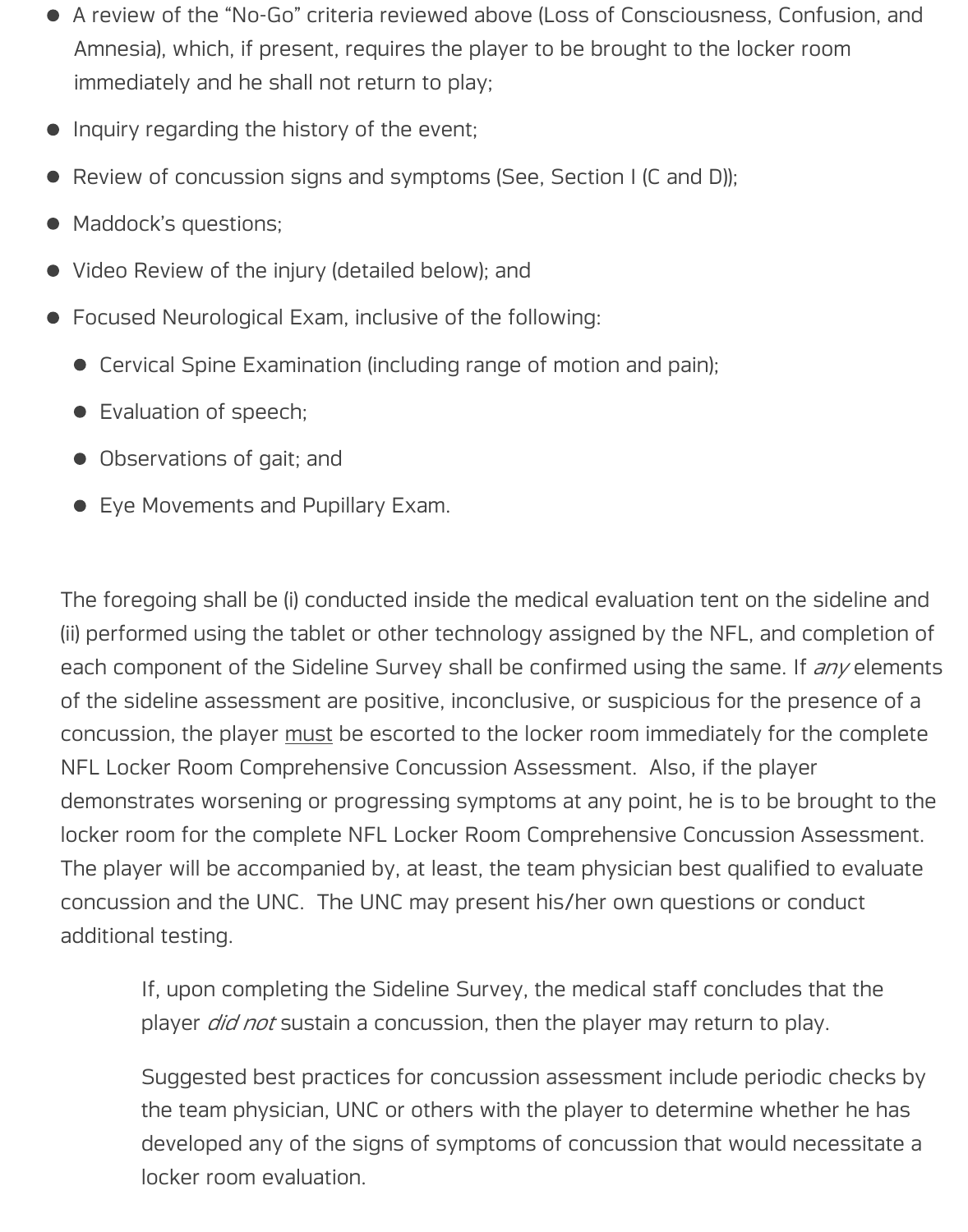- A review of the "No-Go" criteria reviewed above (Loss of Consciousness, Confusion, and Amnesia), which, if present, requires the player to be brought to the locker room immediately and he shall not return to play;
- Inquiry regarding the history of the event;
- Review of concussion signs and symptoms (See, Section I (C and D));
- Maddock's questions;
- Video Review of the injury (detailed below); and
- Focused Neurological Exam, inclusive of the following:
  - Cervical Spine Examination (including range of motion and pain);
  - Evaluation of speech;
  - Observations of gait; and
  - Eye Movements and Pupillary Exam.

The foregoing shall be (i) conducted inside the medical evaluation tent on the sideline and (ii) performed using the tablet or other technology assigned by the NFL, and completion of each component of the Sideline Survey shall be confirmed using the same. If *any* elements of the sideline assessment are positive, inconclusive, or suspicious for the presence of a concussion, the player <u>must</u> be escorted to the locker room immediately for the complete NFL Locker Room Comprehensive Concussion Assessment. Also, if the player demonstrates worsening or progressing symptoms at any point, he is to be brought to the locker room for the complete NFL Locker Room Comprehensive Concussion Assessment. The player will be accompanied by, at least, the team physician best qualified to evaluate concussion and the UNC. The UNC may present his/her own questions or conduct additional testing.

> If, upon completing the Sideline Survey, the medical staff concludes that the player *did not* sustain a concussion, then the player may return to play.
>
> Suggested best practices for concussion assessment include periodic checks by the team physician, UNC or others with the player to determine whether he has developed any of the signs of symptoms of concussion that would necessitate a locker room evaluation.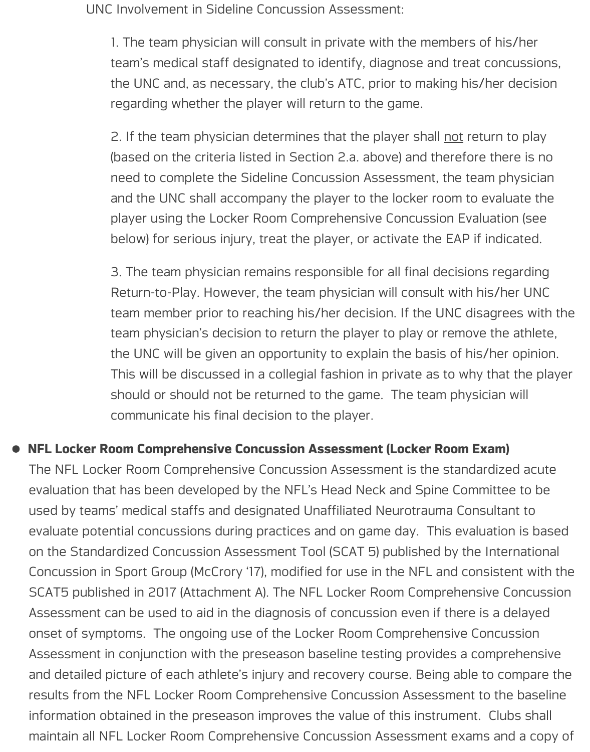UNC Involvement in Sideline Concussion Assessment:

1. The team physician will consult in private with the members of his/her team's medical staff designated to identify, diagnose and treat concussions, the UNC and, as necessary, the club's ATC, prior to making his/her decision regarding whether the player will return to the game.

2. If the team physician determines that the player shall <u>not</u> return to play (based on the criteria listed in Section 2.a. above) and therefore there is no need to complete the Sideline Concussion Assessment, the team physician and the UNC shall accompany the player to the locker room to evaluate the player using the Locker Room Comprehensive Concussion Evaluation (see below) for serious injury, treat the player, or activate the EAP if indicated.

3. The team physician remains responsible for all final decisions regarding Return-to-Play. However, the team physician will consult with his/her UNC team member prior to reaching his/her decision. If the UNC disagrees with the team physician's decision to return the player to play or remove the athlete, the UNC will be given an opportunity to explain the basis of his/her opinion. This will be discussed in a collegial fashion in private as to why that the player should or should not be returned to the game. The team physician will communicate his final decision to the player.

- **NFL Locker Room Comprehensive Concussion Assessment (Locker Room Exam)**
  The NFL Locker Room Comprehensive Concussion Assessment is the standardized acute evaluation that has been developed by the NFL's Head Neck and Spine Committee to be used by teams' medical staffs and designated Unaffiliated Neurotrauma Consultant to evaluate potential concussions during practices and on game day. This evaluation is based on the Standardized Concussion Assessment Tool (SCAT 5) published by the International Concussion in Sport Group (McCrory '17), modified for use in the NFL and consistent with the SCAT5 published in 2017 (Attachment A). The NFL Locker Room Comprehensive Concussion Assessment can be used to aid in the diagnosis of concussion even if there is a delayed onset of symptoms. The ongoing use of the Locker Room Comprehensive Concussion Assessment in conjunction with the preseason baseline testing provides a comprehensive and detailed picture of each athlete's injury and recovery course. Being able to compare the results from the NFL Locker Room Comprehensive Concussion Assessment to the baseline information obtained in the preseason improves the value of this instrument. Clubs shall maintain all NFL Locker Room Comprehensive Concussion Assessment exams and a copy of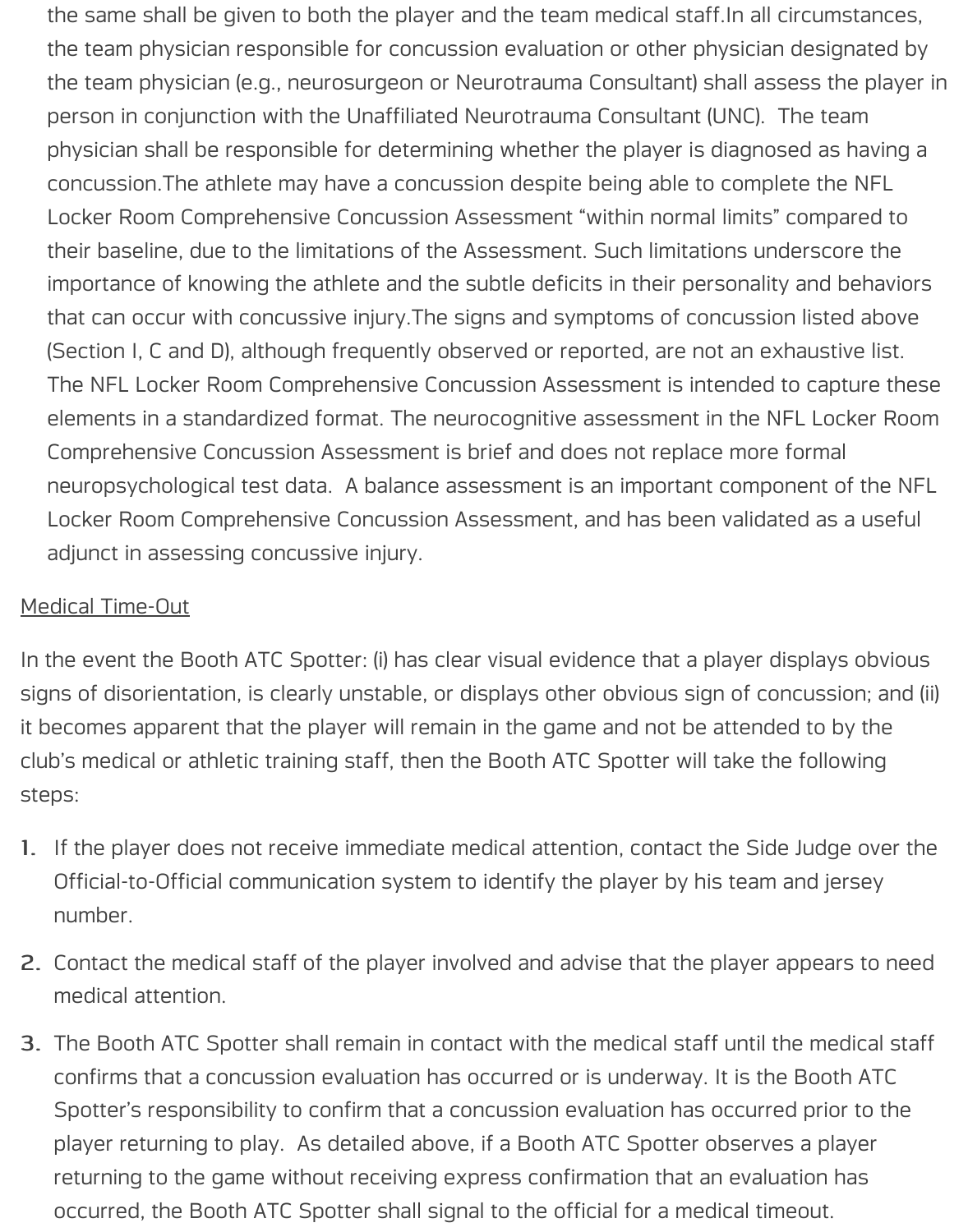the same shall be given to both the player and the team medical staff.In all circumstances, the team physician responsible for concussion evaluation or other physician designated by the team physician (e.g., neurosurgeon or Neurotrauma Consultant) shall assess the player in person in conjunction with the Unaffiliated Neurotrauma Consultant (UNC). The team physician shall be responsible for determining whether the player is diagnosed as having a concussion.The athlete may have a concussion despite being able to complete the NFL Locker Room Comprehensive Concussion Assessment "within normal limits" compared to their baseline, due to the limitations of the Assessment. Such limitations underscore the importance of knowing the athlete and the subtle deficits in their personality and behaviors that can occur with concussive injury.The signs and symptoms of concussion listed above (Section I, C and D), although frequently observed or reported, are not an exhaustive list. The NFL Locker Room Comprehensive Concussion Assessment is intended to capture these elements in a standardized format. The neurocognitive assessment in the NFL Locker Room Comprehensive Concussion Assessment is brief and does not replace more formal neuropsychological test data. A balance assessment is an important component of the NFL Locker Room Comprehensive Concussion Assessment, and has been validated as a useful adjunct in assessing concussive injury.

<u>Medical Time-Out</u>

In the event the Booth ATC Spotter: (i) has clear visual evidence that a player displays obvious signs of disorientation, is clearly unstable, or displays other obvious sign of concussion; and (ii) it becomes apparent that the player will remain in the game and not be attended to by the club's medical or athletic training staff, then the Booth ATC Spotter will take the following steps:

1. If the player does not receive immediate medical attention, contact the Side Judge over the Official-to-Official communication system to identify the player by his team and jersey number.
2. Contact the medical staff of the player involved and advise that the player appears to need medical attention.
3. The Booth ATC Spotter shall remain in contact with the medical staff until the medical staff confirms that a concussion evaluation has occurred or is underway. It is the Booth ATC Spotter's responsibility to confirm that a concussion evaluation has occurred prior to the player returning to play. As detailed above, if a Booth ATC Spotter observes a player returning to the game without receiving express confirmation that an evaluation has occurred, the Booth ATC Spotter shall signal to the official for a medical timeout.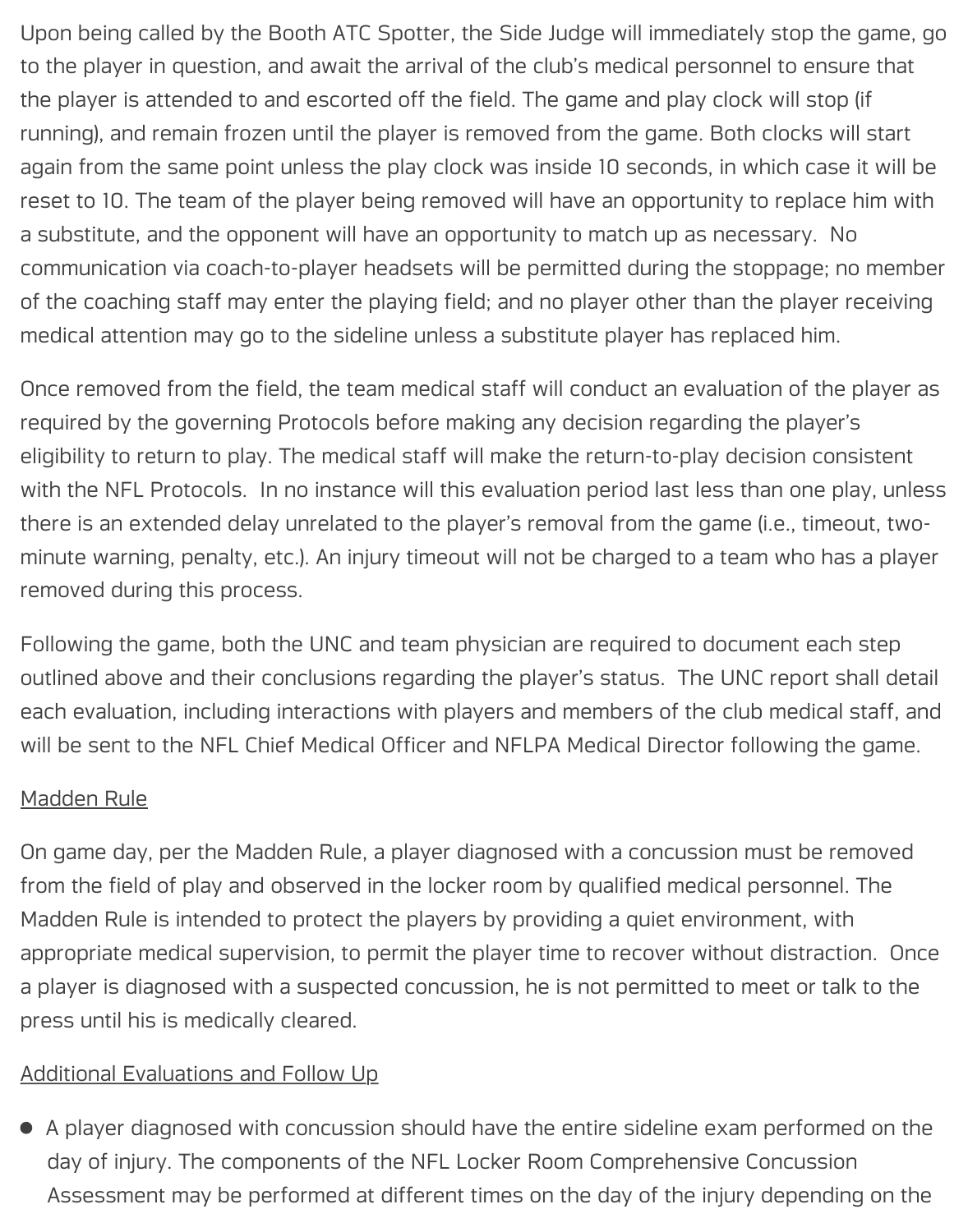Upon being called by the Booth ATC Spotter, the Side Judge will immediately stop the game, go to the player in question, and await the arrival of the club's medical personnel to ensure that the player is attended to and escorted off the field. The game and play clock will stop (if running), and remain frozen until the player is removed from the game. Both clocks will start again from the same point unless the play clock was inside 10 seconds, in which case it will be reset to 10. The team of the player being removed will have an opportunity to replace him with a substitute, and the opponent will have an opportunity to match up as necessary. No communication via coach-to-player headsets will be permitted during the stoppage; no member of the coaching staff may enter the playing field; and no player other than the player receiving medical attention may go to the sideline unless a substitute player has replaced him.

Once removed from the field, the team medical staff will conduct an evaluation of the player as required by the governing Protocols before making any decision regarding the player's eligibility to return to play. The medical staff will make the return-to-play decision consistent with the NFL Protocols. In no instance will this evaluation period last less than one play, unless there is an extended delay unrelated to the player's removal from the game (i.e., timeout, two-minute warning, penalty, etc.). An injury timeout will not be charged to a team who has a player removed during this process.

Following the game, both the UNC and team physician are required to document each step outlined above and their conclusions regarding the player's status. The UNC report shall detail each evaluation, including interactions with players and members of the club medical staff, and will be sent to the NFL Chief Medical Officer and NFLPA Medical Director following the game.

<u>Madden Rule</u>

On game day, per the Madden Rule, a player diagnosed with a concussion must be removed from the field of play and observed in the locker room by qualified medical personnel. The Madden Rule is intended to protect the players by providing a quiet environment, with appropriate medical supervision, to permit the player time to recover without distraction. Once a player is diagnosed with a suspected concussion, he is not permitted to meet or talk to the press until his is medically cleared.

<u>Additional Evaluations and Follow Up</u>

- A player diagnosed with concussion should have the entire sideline exam performed on the day of injury. The components of the NFL Locker Room Comprehensive Concussion Assessment may be performed at different times on the day of the injury depending on the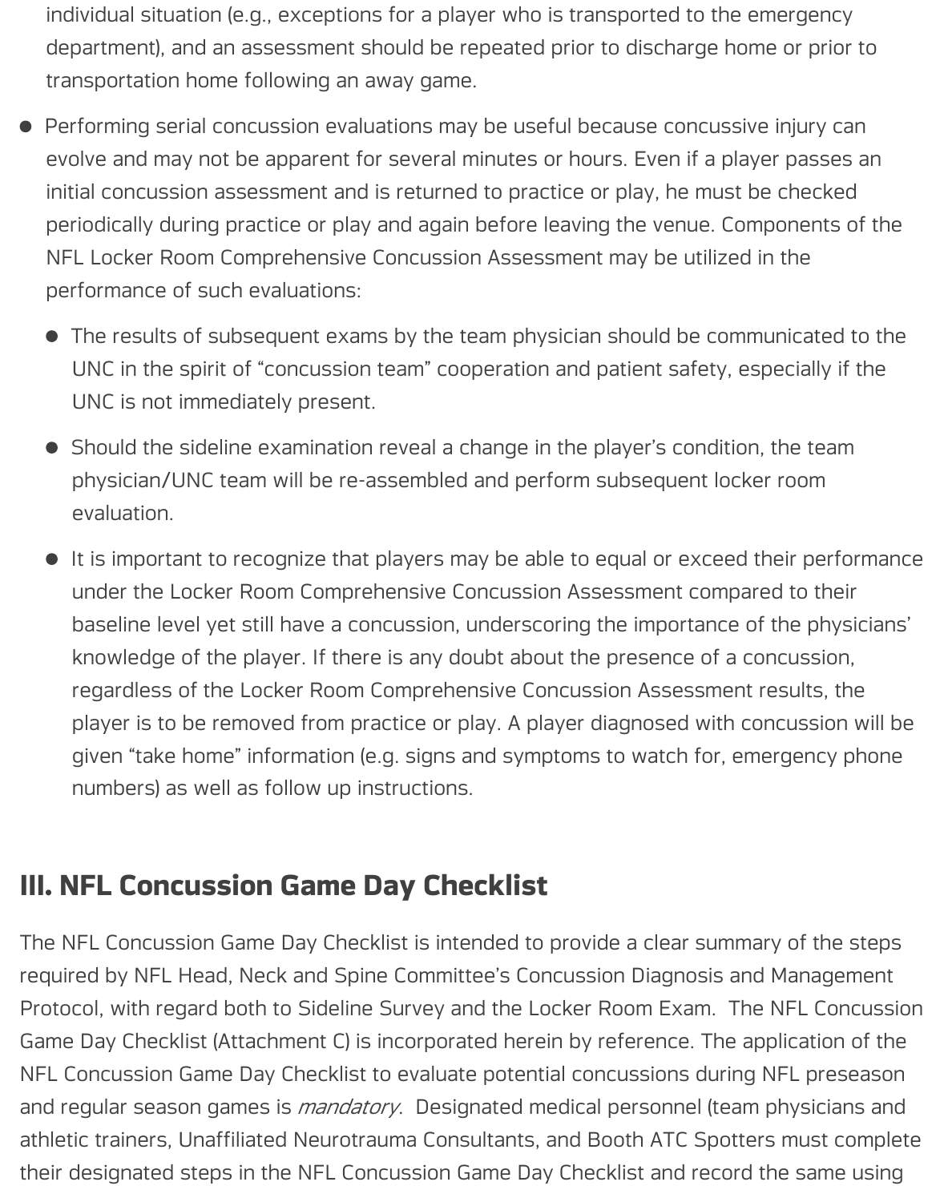individual situation (e.g., exceptions for a player who is transported to the emergency department), and an assessment should be repeated prior to discharge home or prior to transportation home following an away game.

- Performing serial concussion evaluations may be useful because concussive injury can evolve and may not be apparent for several minutes or hours. Even if a player passes an initial concussion assessment and is returned to practice or play, he must be checked periodically during practice or play and again before leaving the venue. Components of the NFL Locker Room Comprehensive Concussion Assessment may be utilized in the performance of such evaluations:
  - The results of subsequent exams by the team physician should be communicated to the UNC in the spirit of "concussion team" cooperation and patient safety, especially if the UNC is not immediately present.
  - Should the sideline examination reveal a change in the player's condition, the team physician/UNC team will be re-assembled and perform subsequent locker room evaluation.
  - It is important to recognize that players may be able to equal or exceed their performance under the Locker Room Comprehensive Concussion Assessment compared to their baseline level yet still have a concussion, underscoring the importance of the physicians' knowledge of the player. If there is any doubt about the presence of a concussion, regardless of the Locker Room Comprehensive Concussion Assessment results, the player is to be removed from practice or play. A player diagnosed with concussion will be given "take home" information (e.g. signs and symptoms to watch for, emergency phone numbers) as well as follow up instructions.

## III. NFL Concussion Game Day Checklist

The NFL Concussion Game Day Checklist is intended to provide a clear summary of the steps required by NFL Head, Neck and Spine Committee's Concussion Diagnosis and Management Protocol, with regard both to Sideline Survey and the Locker Room Exam. The NFL Concussion Game Day Checklist (Attachment C) is incorporated herein by reference. The application of the NFL Concussion Game Day Checklist to evaluate potential concussions during NFL preseason and regular season games is *mandatory*. Designated medical personnel (team physicians and athletic trainers, Unaffiliated Neurotrauma Consultants, and Booth ATC Spotters must complete their designated steps in the NFL Concussion Game Day Checklist and record the same using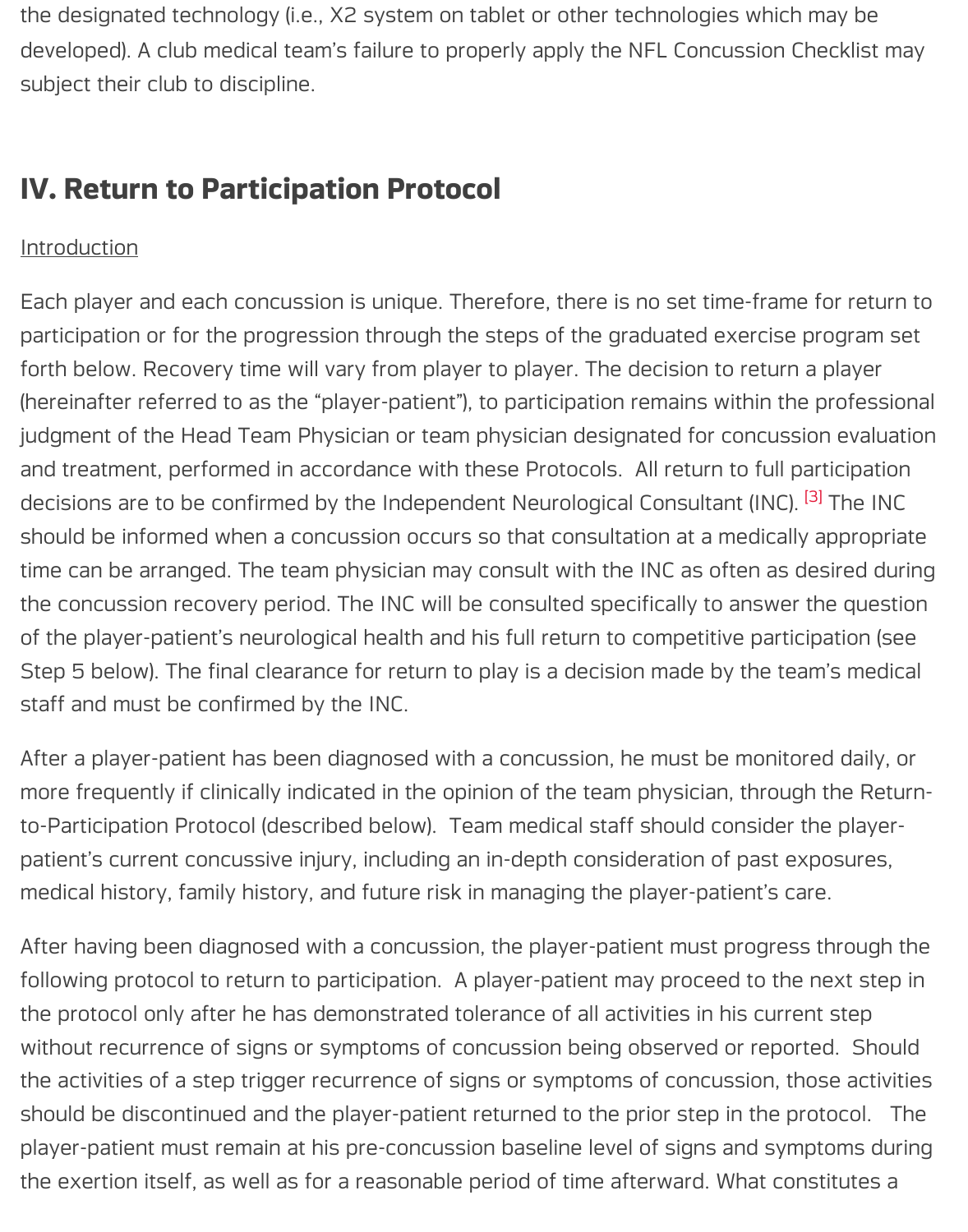the designated technology (i.e., X2 system on tablet or other technologies which may be developed). A club medical team's failure to properly apply the NFL Concussion Checklist may subject their club to discipline.

## IV. Return to Participation Protocol

Introduction

Each player and each concussion is unique. Therefore, there is no set time-frame for return to participation or for the progression through the steps of the graduated exercise program set forth below. Recovery time will vary from player to player. The decision to return a player (hereinafter referred to as the "player-patient"), to participation remains within the professional judgment of the Head Team Physician or team physician designated for concussion evaluation and treatment, performed in accordance with these Protocols. All return to full participation decisions are to be confirmed by the Independent Neurological Consultant (INC). [3] The INC should be informed when a concussion occurs so that consultation at a medically appropriate time can be arranged. The team physician may consult with the INC as often as desired during the concussion recovery period. The INC will be consulted specifically to answer the question of the player-patient's neurological health and his full return to competitive participation (see Step 5 below). The final clearance for return to play is a decision made by the team's medical staff and must be confirmed by the INC.

After a player-patient has been diagnosed with a concussion, he must be monitored daily, or more frequently if clinically indicated in the opinion of the team physician, through the Return-to-Participation Protocol (described below). Team medical staff should consider the player-patient's current concussive injury, including an in-depth consideration of past exposures, medical history, family history, and future risk in managing the player-patient's care.

After having been diagnosed with a concussion, the player-patient must progress through the following protocol to return to participation. A player-patient may proceed to the next step in the protocol only after he has demonstrated tolerance of all activities in his current step without recurrence of signs or symptoms of concussion being observed or reported. Should the activities of a step trigger recurrence of signs or symptoms of concussion, those activities should be discontinued and the player-patient returned to the prior step in the protocol. The player-patient must remain at his pre-concussion baseline level of signs and symptoms during the exertion itself, as well as for a reasonable period of time afterward. What constitutes a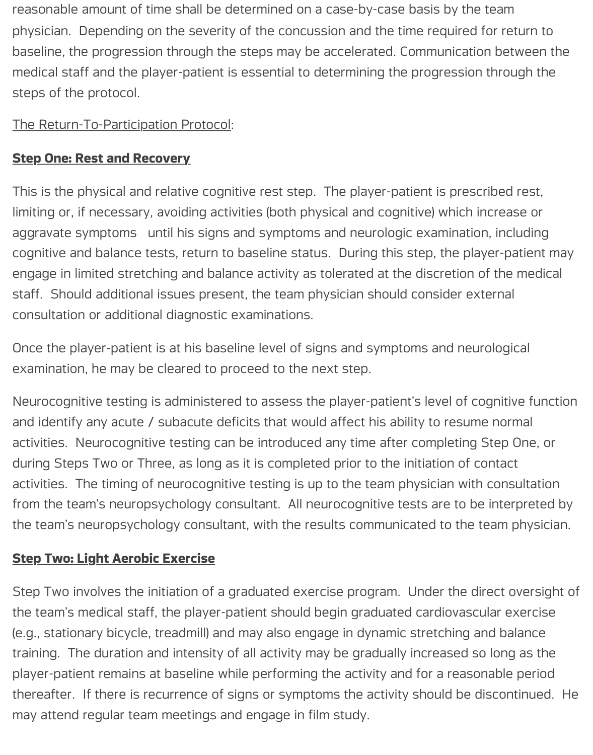reasonable amount of time shall be determined on a case-by-case basis by the team physician. Depending on the severity of the concussion and the time required for return to baseline, the progression through the steps may be accelerated. Communication between the medical staff and the player-patient is essential to determining the progression through the steps of the protocol.

The Return-To-Participation Protocol:

**Step One: Rest and Recovery**

This is the physical and relative cognitive rest step. The player-patient is prescribed rest, limiting or, if necessary, avoiding activities (both physical and cognitive) which increase or aggravate symptoms until his signs and symptoms and neurologic examination, including cognitive and balance tests, return to baseline status. During this step, the player-patient may engage in limited stretching and balance activity as tolerated at the discretion of the medical staff. Should additional issues present, the team physician should consider external consultation or additional diagnostic examinations.

Once the player-patient is at his baseline level of signs and symptoms and neurological examination, he may be cleared to proceed to the next step.

Neurocognitive testing is administered to assess the player-patient's level of cognitive function and identify any acute / subacute deficits that would affect his ability to resume normal activities. Neurocognitive testing can be introduced any time after completing Step One, or during Steps Two or Three, as long as it is completed prior to the initiation of contact activities. The timing of neurocognitive testing is up to the team physician with consultation from the team's neuropsychology consultant. All neurocognitive tests are to be interpreted by the team's neuropsychology consultant, with the results communicated to the team physician.

**Step Two: Light Aerobic Exercise**

Step Two involves the initiation of a graduated exercise program. Under the direct oversight of the team's medical staff, the player-patient should begin graduated cardiovascular exercise (e.g., stationary bicycle, treadmill) and may also engage in dynamic stretching and balance training. The duration and intensity of all activity may be gradually increased so long as the player-patient remains at baseline while performing the activity and for a reasonable period thereafter. If there is recurrence of signs or symptoms the activity should be discontinued. He may attend regular team meetings and engage in film study.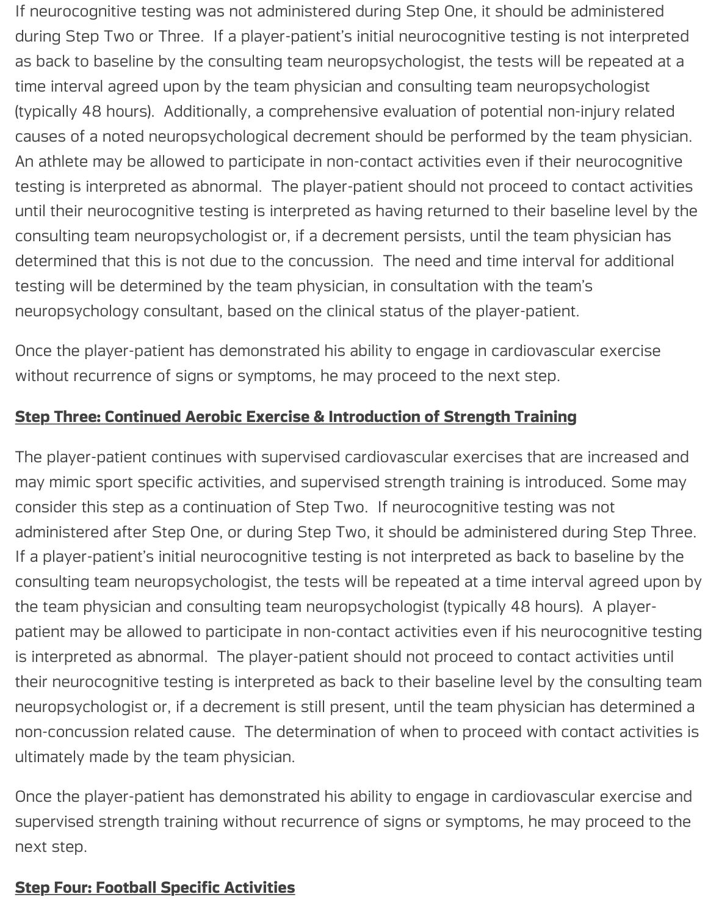If neurocognitive testing was not administered during Step One, it should be administered during Step Two or Three. If a player-patient's initial neurocognitive testing is not interpreted as back to baseline by the consulting team neuropsychologist, the tests will be repeated at a time interval agreed upon by the team physician and consulting team neuropsychologist (typically 48 hours). Additionally, a comprehensive evaluation of potential non-injury related causes of a noted neuropsychological decrement should be performed by the team physician. An athlete may be allowed to participate in non-contact activities even if their neurocognitive testing is interpreted as abnormal. The player-patient should not proceed to contact activities until their neurocognitive testing is interpreted as having returned to their baseline level by the consulting team neuropsychologist or, if a decrement persists, until the team physician has determined that this is not due to the concussion. The need and time interval for additional testing will be determined by the team physician, in consultation with the team's neuropsychology consultant, based on the clinical status of the player-patient.

Once the player-patient has demonstrated his ability to engage in cardiovascular exercise without recurrence of signs or symptoms, he may proceed to the next step.

**Step Three: Continued Aerobic Exercise & Introduction of Strength Training**

The player-patient continues with supervised cardiovascular exercises that are increased and may mimic sport specific activities, and supervised strength training is introduced. Some may consider this step as a continuation of Step Two. If neurocognitive testing was not administered after Step One, or during Step Two, it should be administered during Step Three. If a player-patient's initial neurocognitive testing is not interpreted as back to baseline by the consulting team neuropsychologist, the tests will be repeated at a time interval agreed upon by the team physician and consulting team neuropsychologist (typically 48 hours). A player-patient may be allowed to participate in non-contact activities even if his neurocognitive testing is interpreted as abnormal. The player-patient should not proceed to contact activities until their neurocognitive testing is interpreted as back to their baseline level by the consulting team neuropsychologist or, if a decrement is still present, until the team physician has determined a non-concussion related cause. The determination of when to proceed with contact activities is ultimately made by the team physician.

Once the player-patient has demonstrated his ability to engage in cardiovascular exercise and supervised strength training without recurrence of signs or symptoms, he may proceed to the next step.

**Step Four: Football Specific Activities**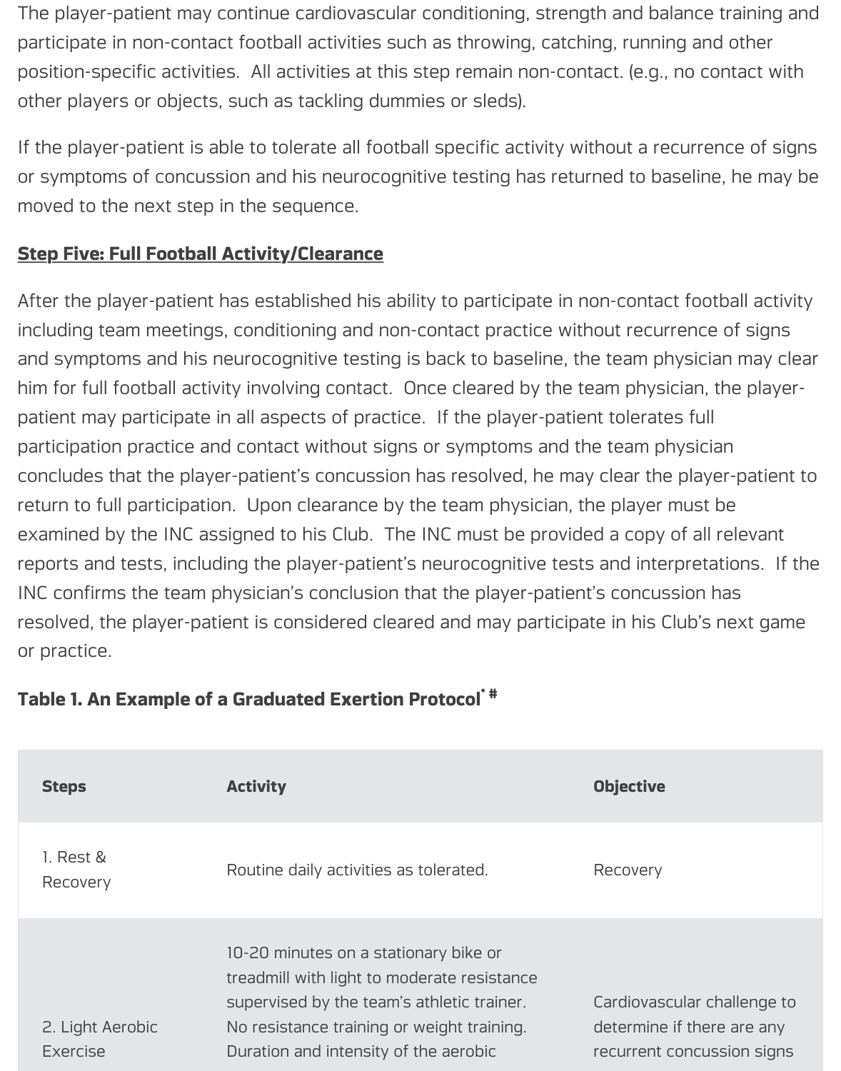The player-patient may continue cardiovascular conditioning, strength and balance training and participate in non-contact football activities such as throwing, catching, running and other position-specific activities. All activities at this step remain non-contact. (e.g., no contact with other players or objects, such as tackling dummies or sleds).

If the player-patient is able to tolerate all football specific activity without a recurrence of signs or symptoms of concussion and his neurocognitive testing has returned to baseline, he may be moved to the next step in the sequence.

**Step Five: Full Football Activity/Clearance**

After the player-patient has established his ability to participate in non-contact football activity including team meetings, conditioning and non-contact practice without recurrence of signs and symptoms and his neurocognitive testing is back to baseline, the team physician may clear him for full football activity involving contact. Once cleared by the team physician, the player-patient may participate in all aspects of practice. If the player-patient tolerates full participation practice and contact without signs or symptoms and the team physician concludes that the player-patient's concussion has resolved, he may clear the player-patient to return to full participation. Upon clearance by the team physician, the player must be examined by the INC assigned to his Club. The INC must be provided a copy of all relevant reports and tests, including the player-patient's neurocognitive tests and interpretations. If the INC confirms the team physician's conclusion that the player-patient's concussion has resolved, the player-patient is considered cleared and may participate in his Club's next game or practice.

**Table 1. An Example of a Graduated Exertion Protocol* #**

| Steps | Activity | Objective |
| --- | --- | --- |
| 1. Rest & Recovery | Routine daily activities as tolerated. | Recovery |
| 2. Light Aerobic Exercise | 10-20 minutes on a stationary bike or treadmill with light to moderate resistance supervised by the team's athletic trainer. No resistance training or weight training. Duration and intensity of the aerobic | Cardiovascular challenge to determine if there are any recurrent concussion signs |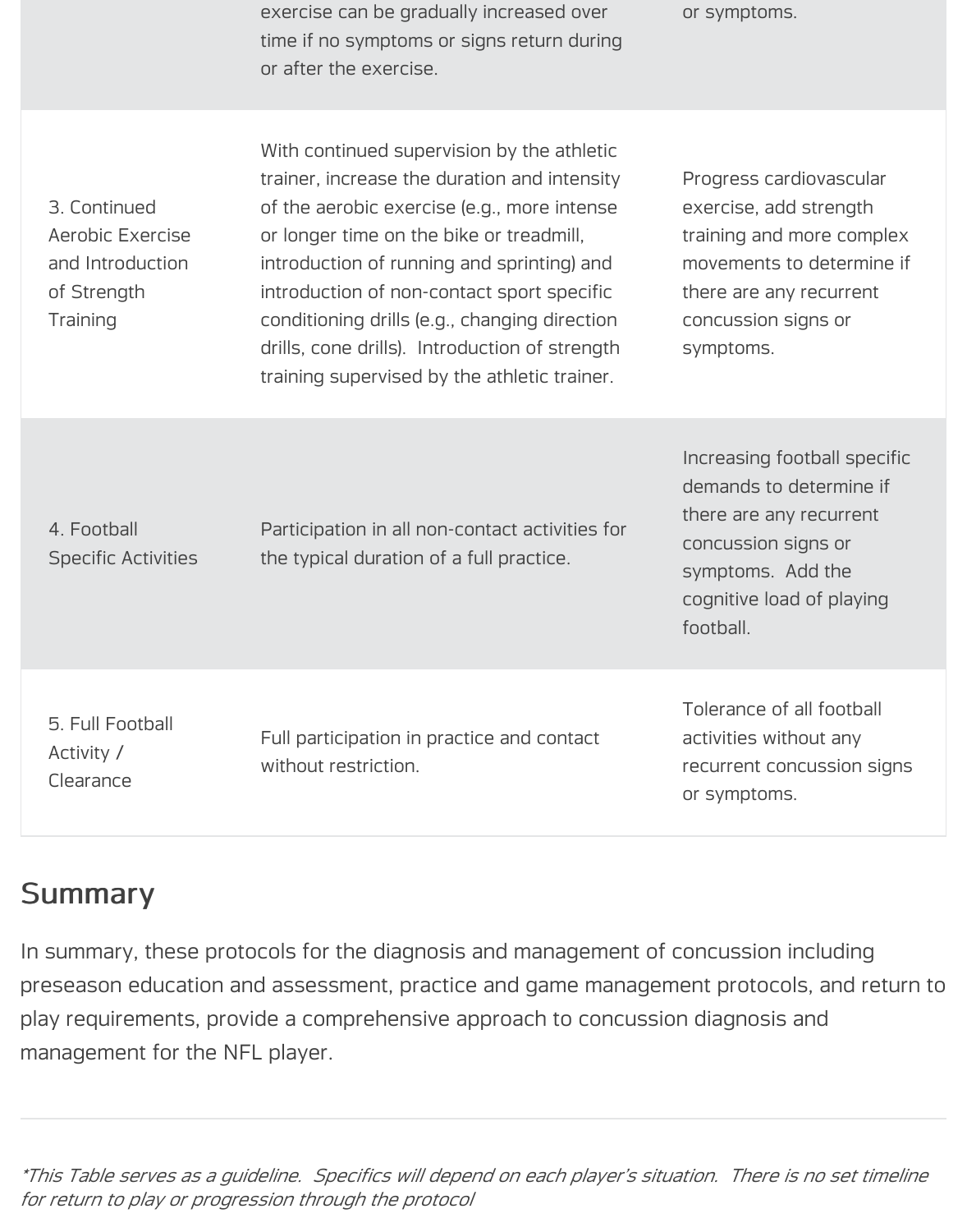| | | |
|---|---|---|
| | exercise can be gradually increased over time if no symptoms or signs return during or after the exercise. | or symptoms. |
| 3. Continued Aerobic Exercise and Introduction of Strength Training | With continued supervision by the athletic trainer, increase the duration and intensity of the aerobic exercise (e.g., more intense or longer time on the bike or treadmill, introduction of running and sprinting) and introduction of non-contact sport specific conditioning drills (e.g., changing direction drills, cone drills). Introduction of strength training supervised by the athletic trainer. | Progress cardiovascular exercise, add strength training and more complex movements to determine if there are any recurrent concussion signs or symptoms. |
| 4. Football Specific Activities | Participation in all non-contact activities for the typical duration of a full practice. | Increasing football specific demands to determine if there are any recurrent concussion signs or symptoms. Add the cognitive load of playing football. |
| 5. Full Football Activity / Clearance | Full participation in practice and contact without restriction. | Tolerance of all football activities without any recurrent concussion signs or symptoms. |

## Summary

In summary, these protocols for the diagnosis and management of concussion including preseason education and assessment, practice and game management protocols, and return to play requirements, provide a comprehensive approach to concussion diagnosis and management for the NFL player.

---

*\*This Table serves as a guideline. Specifics will depend on each player's situation. There is no set timeline for return to play or progression through the protocol*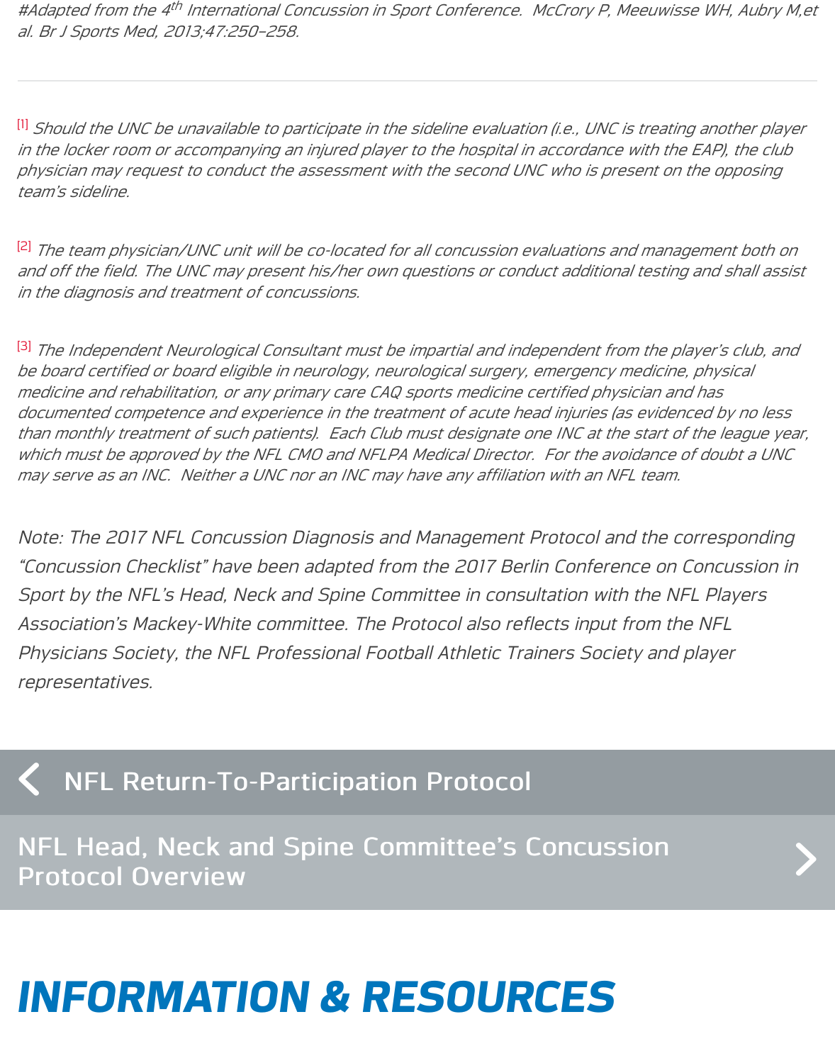*#Adapted from the 4th International Concussion in Sport Conference. McCrory P, Meeuwisse WH, Aubry M,et al. Br J Sports Med, 2013;47:250–258.*

---

[1] *Should the UNC be unavailable to participate in the sideline evaluation (i.e., UNC is treating another player in the locker room or accompanying an injured player to the hospital in accordance with the EAP), the club physician may request to conduct the assessment with the second UNC who is present on the opposing team's sideline.*

[2] *The team physician/UNC unit will be co-located for all concussion evaluations and management both on and off the field. The UNC may present his/her own questions or conduct additional testing and shall assist in the diagnosis and treatment of concussions.*

[3] *The Independent Neurological Consultant must be impartial and independent from the player's club, and be board certified or board eligible in neurology, neurological surgery, emergency medicine, physical medicine and rehabilitation, or any primary care CAQ sports medicine certified physician and has documented competence and experience in the treatment of acute head injuries (as evidenced by no less than monthly treatment of such patients). Each Club must designate one INC at the start of the league year, which must be approved by the NFL CMO and NFLPA Medical Director. For the avoidance of doubt a UNC may serve as an INC. Neither a UNC nor an INC may have any affiliation with an NFL team.*

*Note: The 2017 NFL Concussion Diagnosis and Management Protocol and the corresponding "Concussion Checklist" have been adapted from the 2017 Berlin Conference on Concussion in Sport by the NFL's Head, Neck and Spine Committee in consultation with the NFL Players Association's Mackey-White committee. The Protocol also reflects input from the NFL Physicians Society, the NFL Professional Football Athletic Trainers Society and player representatives.*

NFL Return-To-Participation Protocol

NFL Head, Neck and Spine Committee's Concussion Protocol Overview

# INFORMATION & RESOURCES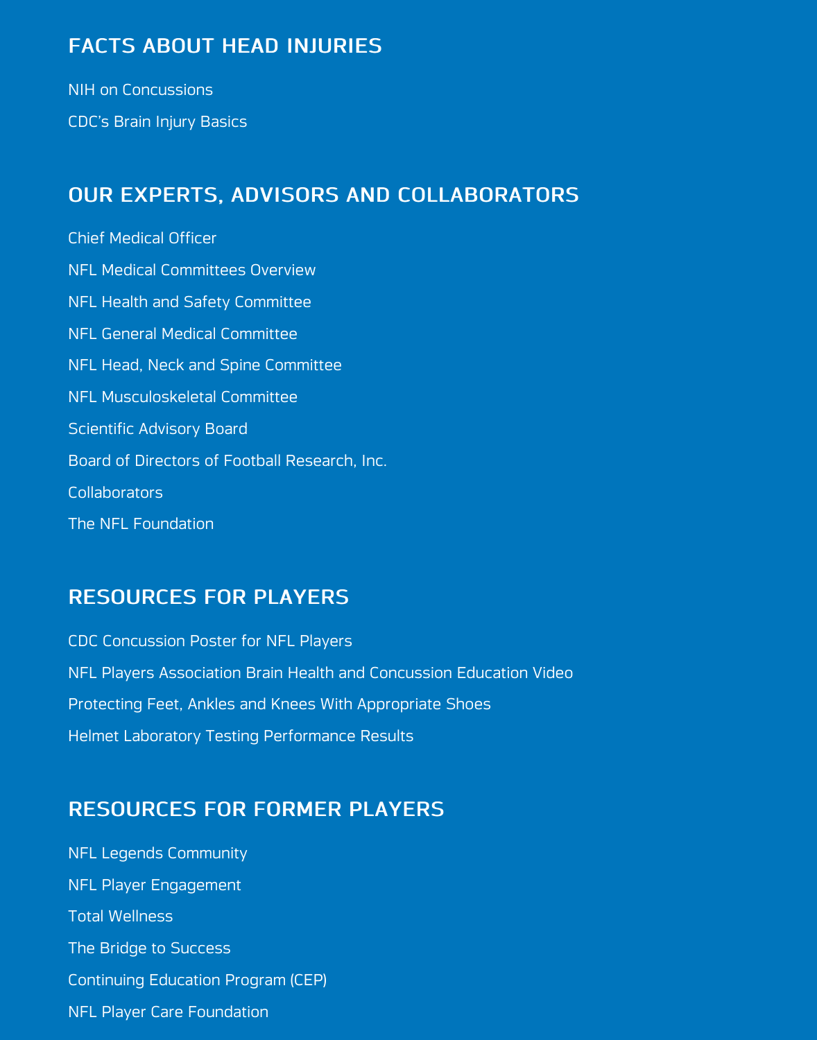## FACTS ABOUT HEAD INJURIES

NIH on Concussions

CDC's Brain Injury Basics

## OUR EXPERTS, ADVISORS AND COLLABORATORS

Chief Medical Officer

NFL Medical Committees Overview

NFL Health and Safety Committee

NFL General Medical Committee

NFL Head, Neck and Spine Committee

NFL Musculoskeletal Committee

Scientific Advisory Board

Board of Directors of Football Research, Inc.

Collaborators

The NFL Foundation

## RESOURCES FOR PLAYERS

CDC Concussion Poster for NFL Players

NFL Players Association Brain Health and Concussion Education Video

Protecting Feet, Ankles and Knees With Appropriate Shoes

Helmet Laboratory Testing Performance Results

## RESOURCES FOR FORMER PLAYERS

NFL Legends Community

NFL Player Engagement

Total Wellness

The Bridge to Success

Continuing Education Program (CEP)

NFL Player Care Foundation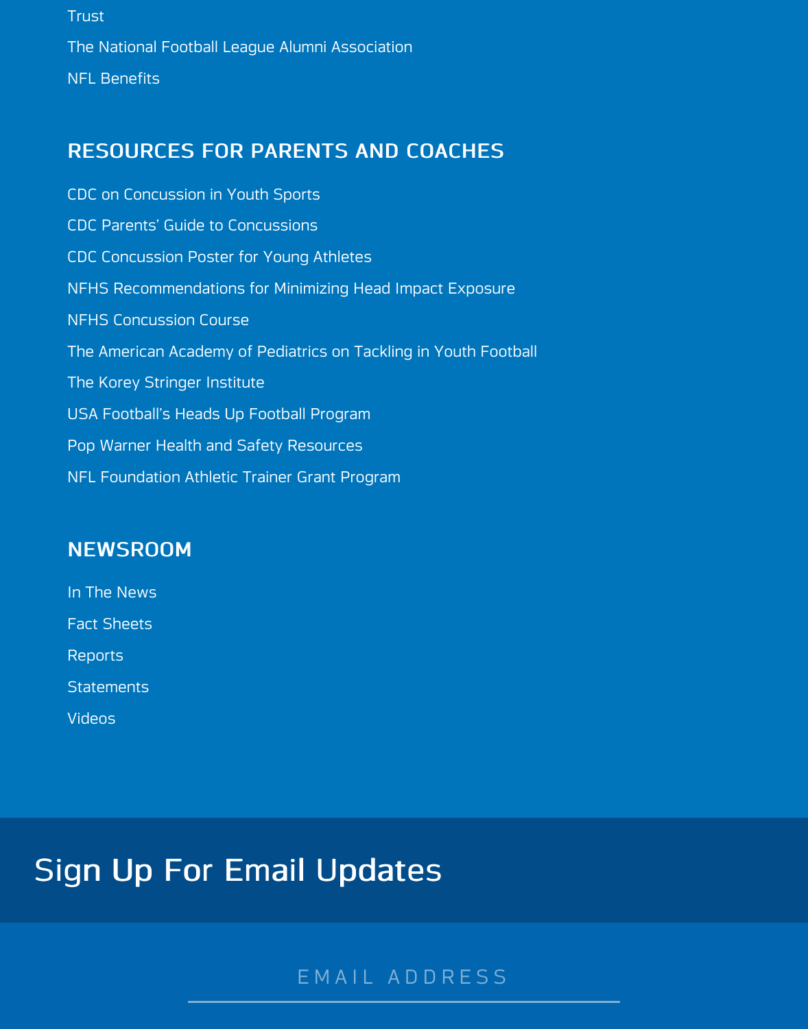Trust

The National Football League Alumni Association

NFL Benefits

## RESOURCES FOR PARENTS AND COACHES

CDC on Concussion in Youth Sports

CDC Parents' Guide to Concussions

CDC Concussion Poster for Young Athletes

NFHS Recommendations for Minimizing Head Impact Exposure

NFHS Concussion Course

The American Academy of Pediatrics on Tackling in Youth Football

The Korey Stringer Institute

USA Football's Heads Up Football Program

Pop Warner Health and Safety Resources

NFL Foundation Athletic Trainer Grant Program

## NEWSROOM

In The News

Fact Sheets

Reports

Statements

Videos

# Sign Up For Email Updates

EMAIL ADDRESS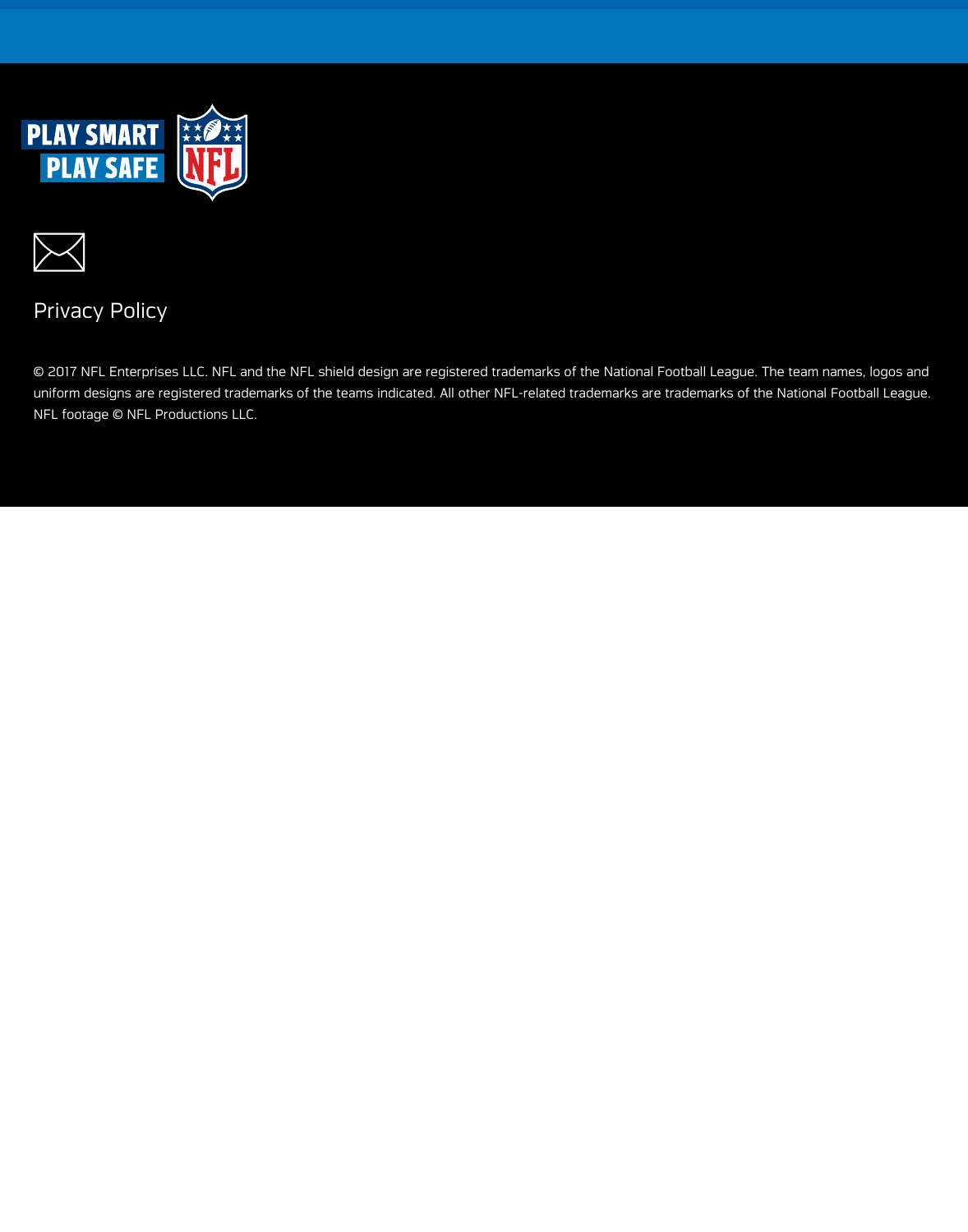PLAY SMART
PLAY SAFE

Privacy Policy

© 2017 NFL Enterprises LLC. NFL and the NFL shield design are registered trademarks of the National Football League. The team names, logos and uniform designs are registered trademarks of the teams indicated. All other NFL-related trademarks are trademarks of the National Football League. NFL footage © NFL Productions LLC.